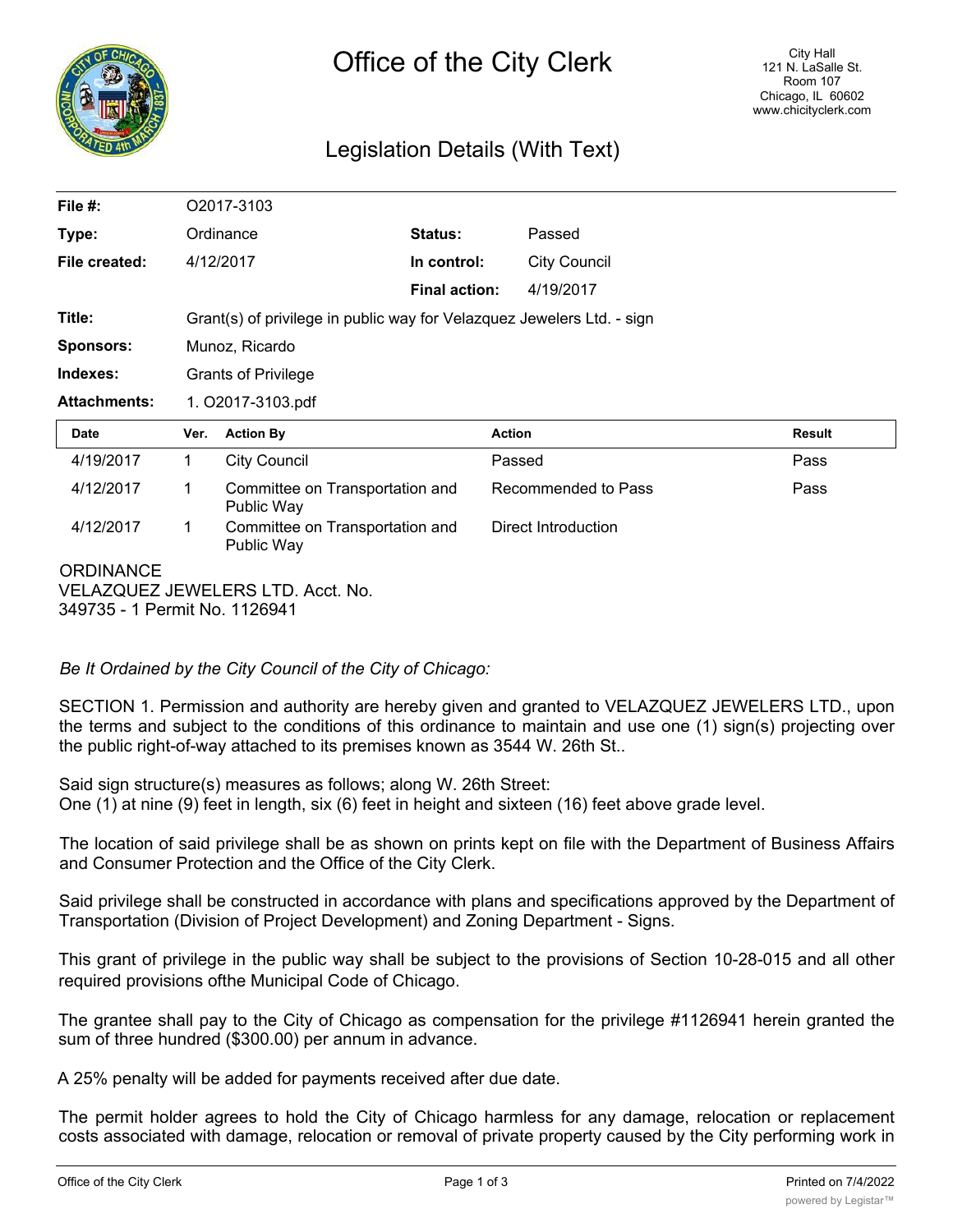# Office of the City Clerk

City Hall
121 N. LaSalle St.
Room 107
Chicago, IL 60602
www.chicityclerk.com

## Legislation Details (With Text)

| | | | |
|---|---|---|---|
| **File #:** | O2017-3103 | | |
| **Type:** | Ordinance | **Status:** | Passed |
| **File created:** | 4/12/2017 | **In control:** | City Council |
| | | **Final action:** | 4/19/2017 |
| **Title:** | Grant(s) of privilege in public way for Velazquez Jewelers Ltd. - sign | | |
| **Sponsors:** | Munoz, Ricardo | | |
| **Indexes:** | Grants of Privilege | | |
| **Attachments:** | 1. O2017-3103.pdf | | |

| Date | Ver. | Action By | Action | Result |
|---|---|---|---|---|
| 4/19/2017 | 1 | City Council | Passed | Pass |
| 4/12/2017 | 1 | Committee on Transportation and Public Way | Recommended to Pass | Pass |
| 4/12/2017 | 1 | Committee on Transportation and Public Way | Direct Introduction | |

ORDINANCE
VELAZQUEZ JEWELERS LTD. Acct. No. 349735 - 1 Permit No. 1126941

*Be It Ordained by the City Council of the City of Chicago:*

SECTION 1. Permission and authority are hereby given and granted to VELAZQUEZ JEWELERS LTD., upon the terms and subject to the conditions of this ordinance to maintain and use one (1) sign(s) projecting over the public right-of-way attached to its premises known as 3544 W. 26th St..

Said sign structure(s) measures as follows; along W. 26th Street:
One (1) at nine (9) feet in length, six (6) feet in height and sixteen (16) feet above grade level.

The location of said privilege shall be as shown on prints kept on file with the Department of Business Affairs and Consumer Protection and the Office of the City Clerk.

Said privilege shall be constructed in accordance with plans and specifications approved by the Department of Transportation (Division of Project Development) and Zoning Department - Signs.

This grant of privilege in the public way shall be subject to the provisions of Section 10-28-015 and all other required provisions ofthe Municipal Code of Chicago.

The grantee shall pay to the City of Chicago as compensation for the privilege #1126941 herein granted the sum of three hundred ($300.00) per annum in advance.

A 25% penalty will be added for payments received after due date.

The permit holder agrees to hold the City of Chicago harmless for any damage, relocation or replacement costs associated with damage, relocation or removal of private property caused by the City performing work in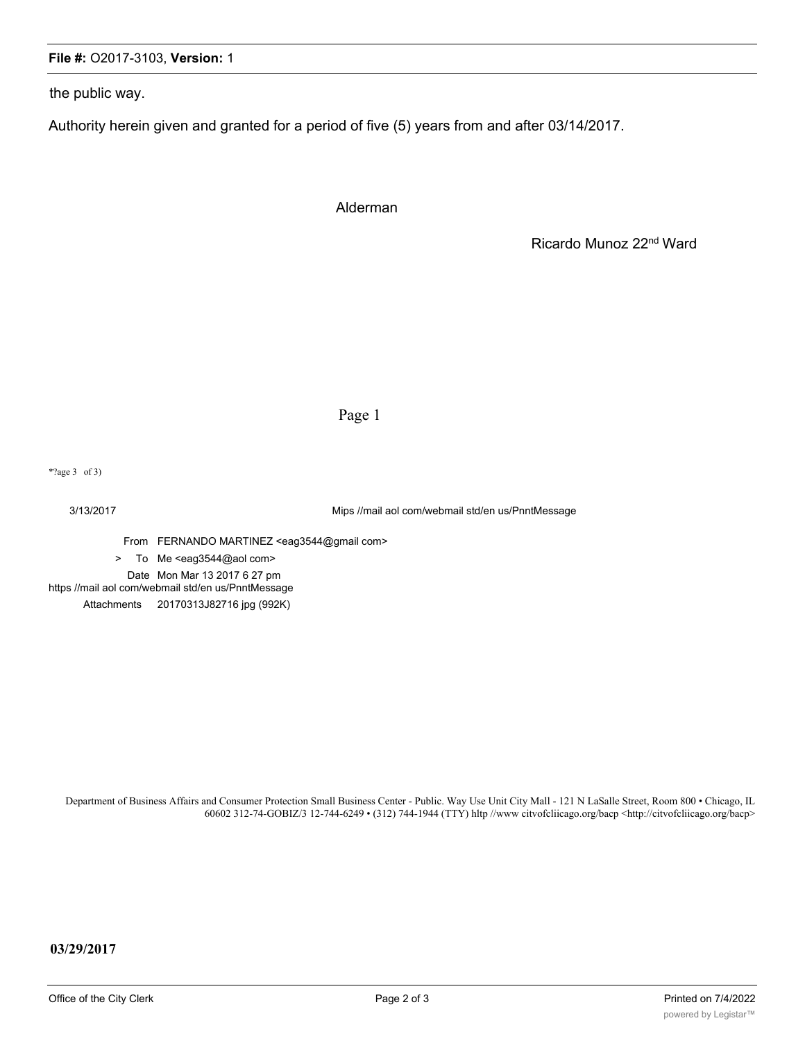the public way.

Authority herein given and granted for a period of five (5) years from and after 03/14/2017.

Alderman

Ricardo Munoz 22nd Ward

Page 1

*?age 3 of 3)

3/13/2017 Mips //mail aol com/webmail std/en us/PnntMessage

From FERNANDO MARTINEZ <eag3544@gmail com>

> To Me <eag3544@aol com>

Date Mon Mar 13 2017 6 27 pm

https //mail aol com/webmail std/en us/PnntMessage

Attachments 20170313J82716 jpg (992K)

Department of Business Affairs and Consumer Protection Small Business Center - Public. Way Use Unit City Mall - 121 N LaSalle Street, Room 800 • Chicago, IL 60602 312-74-GOBIZ/3 12-744-6249 • (312) 744-1944 (TTY) hltp //www citvofcliicago.org/bacp <http://citvofcliicago.org/bacp>

**03/29/2017**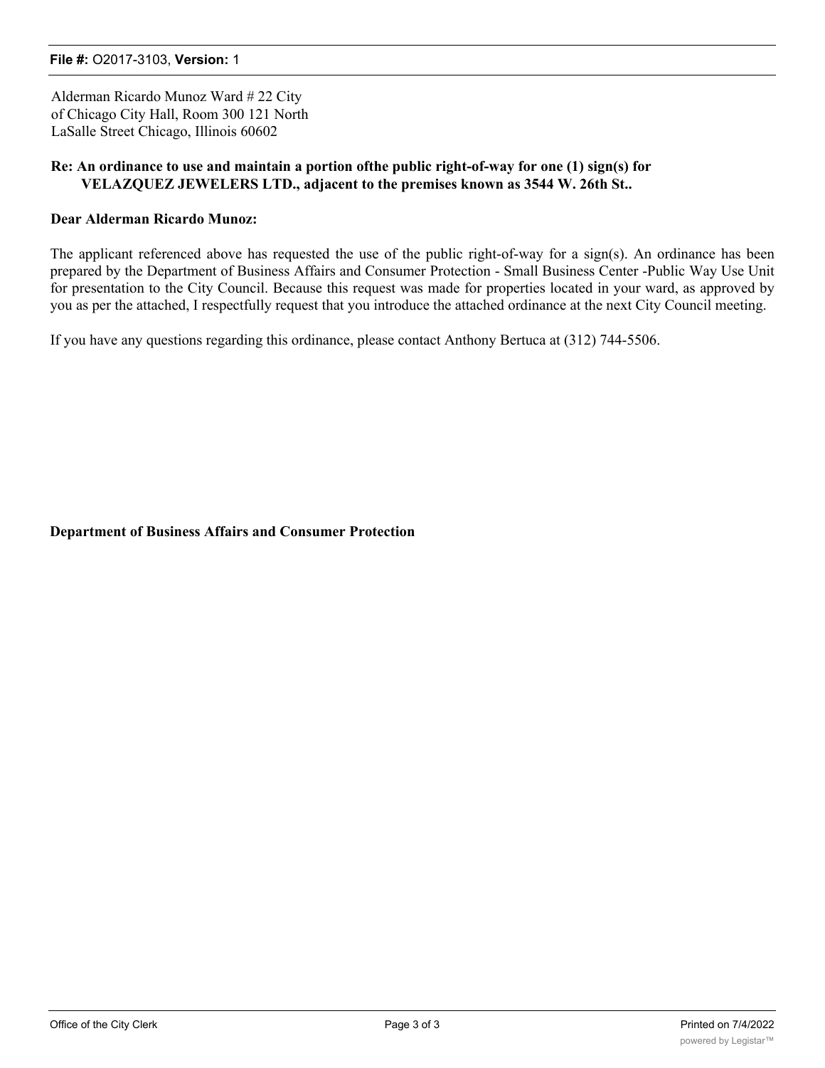Alderman Ricardo Munoz Ward # 22 City of Chicago City Hall, Room 300 121 North LaSalle Street Chicago, Illinois 60602

**Re: An ordinance to use and maintain a portion ofthe public right-of-way for one (1) sign(s) for VELAZQUEZ JEWELERS LTD., adjacent to the premises known as 3544 W. 26th St..**

**Dear Alderman Ricardo Munoz:**

The applicant referenced above has requested the use of the public right-of-way for a sign(s). An ordinance has been prepared by the Department of Business Affairs and Consumer Protection - Small Business Center -Public Way Use Unit for presentation to the City Council. Because this request was made for properties located in your ward, as approved by you as per the attached, I respectfully request that you introduce the attached ordinance at the next City Council meeting.

If you have any questions regarding this ordinance, please contact Anthony Bertuca at (312) 744-5506.

**Department of Business Affairs and Consumer Protection**